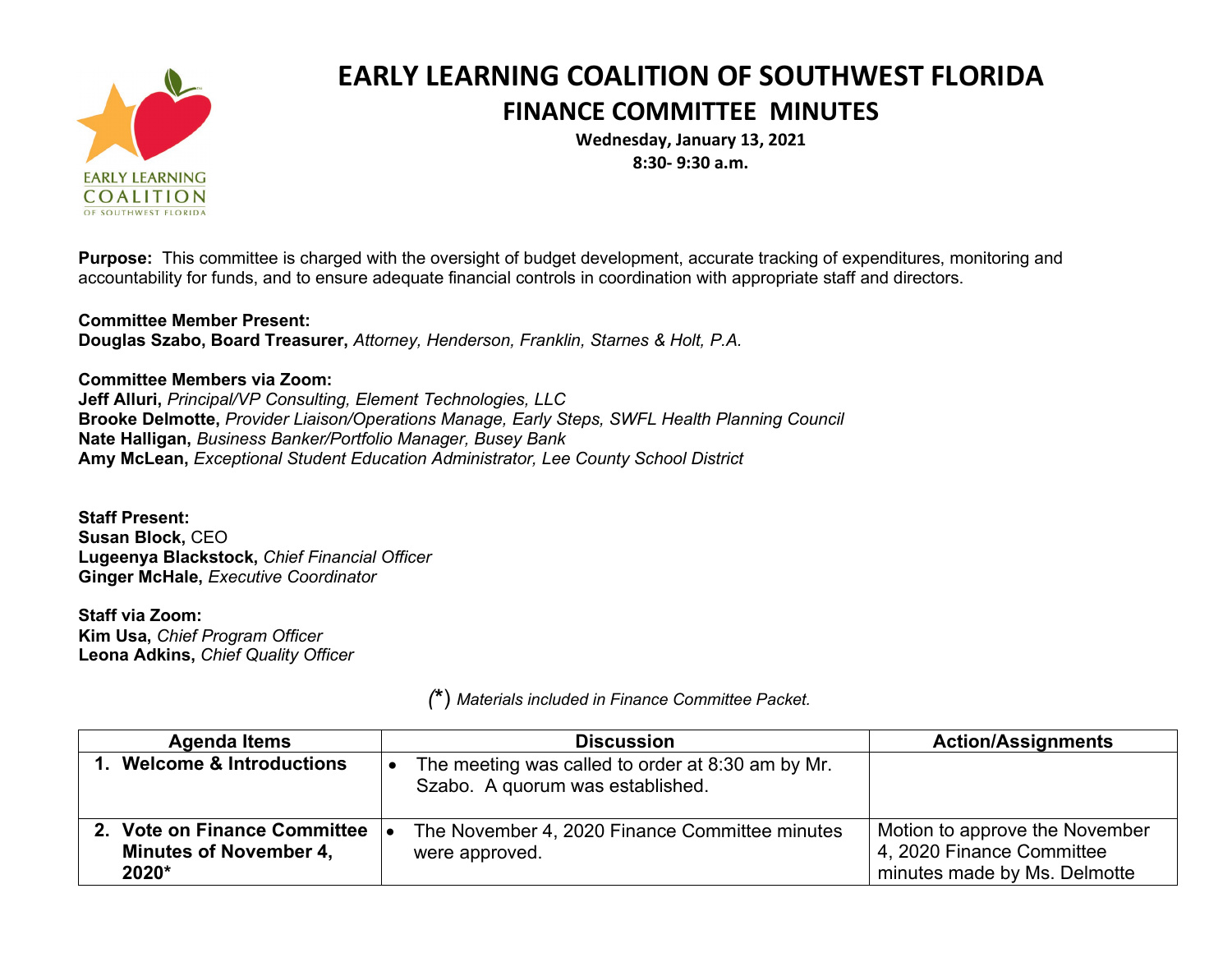# EARLY LEARNING COALITION OF SOUTHWEST FLORIDA

## FINANCE COMMITTEE MINUTES

**Wednesday, January 13, 2021**
**8:30- 9:30 a.m.**

**Purpose:** This committee is charged with the oversight of budget development, accurate tracking of expenditures, monitoring and accountability for funds, and to ensure adequate financial controls in coordination with appropriate staff and directors.

**Committee Member Present:**
**Douglas Szabo, Board Treasurer,** *Attorney, Henderson, Franklin, Starnes & Holt, P.A.*

**Committee Members via Zoom:**
**Jeff Alluri,** *Principal/VP Consulting, Element Technologies, LLC*
**Brooke Delmotte,** *Provider Liaison/Operations Manage, Early Steps, SWFL Health Planning Council*
**Nate Halligan,** *Business Banker/Portfolio Manager, Busey Bank*
**Amy McLean,** *Exceptional Student Education Administrator, Lee County School District*

**Staff Present:**
**Susan Block,** CEO
**Lugeenya Blackstock,** *Chief Financial Officer*
**Ginger McHale,** *Executive Coordinator*

**Staff via Zoom:**
**Kim Usa,** *Chief Program Officer*
**Leona Adkins,** *Chief Quality Officer*

*(\*) Materials included in Finance Committee Packet.*

| Agenda Items | Discussion | Action/Assignments |
|---|---|---|
| **1. Welcome & Introductions** | • The meeting was called to order at 8:30 am by Mr. Szabo. A quorum was established. | |
| **2. Vote on Finance Committee Minutes of November 4, 2020*** | • The November 4, 2020 Finance Committee minutes were approved. | Motion to approve the November 4, 2020 Finance Committee minutes made by Ms. Delmotte |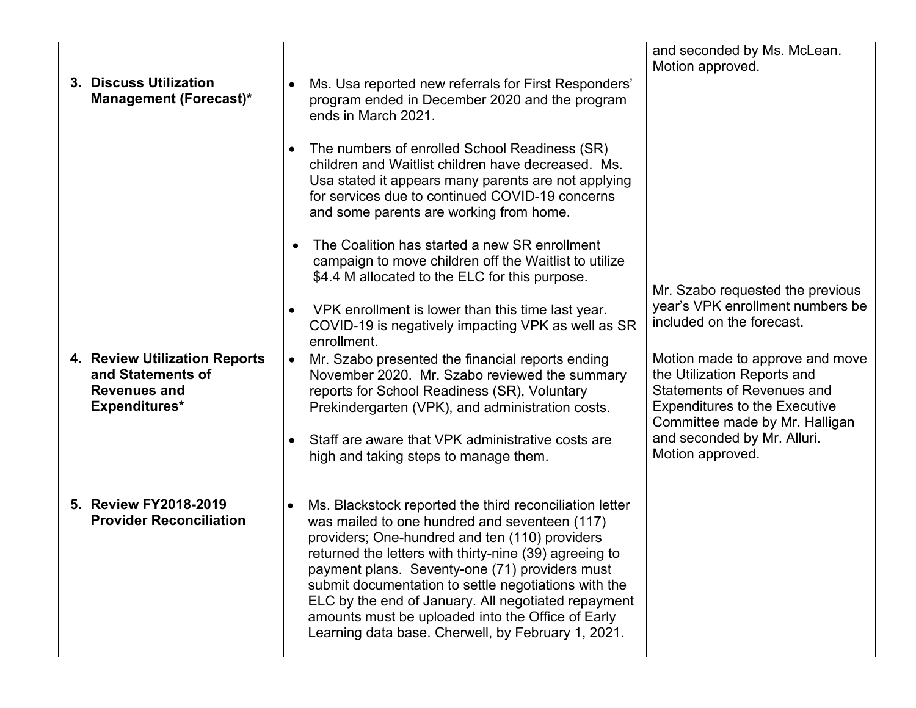| | | |
|---|---|---|
| | | and seconded by Ms. McLean. Motion approved. |
| **3. Discuss Utilization Management (Forecast)*** | • Ms. Usa reported new referrals for First Responders' program ended in December 2020 and the program ends in March 2021.<br><br>• The numbers of enrolled School Readiness (SR) children and Waitlist children have decreased. Ms. Usa stated it appears many parents are not applying for services due to continued COVID-19 concerns and some parents are working from home.<br><br>• The Coalition has started a new SR enrollment campaign to move children off the Waitlist to utilize $4.4 M allocated to the ELC for this purpose.<br><br>• VPK enrollment is lower than this time last year. COVID-19 is negatively impacting VPK as well as SR enrollment. | Mr. Szabo requested the previous year's VPK enrollment numbers be included on the forecast. |
| **4. Review Utilization Reports and Statements of Revenues and Expenditures*** | • Mr. Szabo presented the financial reports ending November 2020. Mr. Szabo reviewed the summary reports for School Readiness (SR), Voluntary Prekindergarten (VPK), and administration costs.<br><br>• Staff are aware that VPK administrative costs are high and taking steps to manage them. | Motion made to approve and move the Utilization Reports and Statements of Revenues and Expenditures to the Executive Committee made by Mr. Halligan and seconded by Mr. Alluri. Motion approved. |
| **5. Review FY2018-2019 Provider Reconciliation** | • Ms. Blackstock reported the third reconciliation letter was mailed to one hundred and seventeen (117) providers; One-hundred and ten (110) providers returned the letters with thirty-nine (39) agreeing to payment plans. Seventy-one (71) providers must submit documentation to settle negotiations with the ELC by the end of January. All negotiated repayment amounts must be uploaded into the Office of Early Learning data base. Cherwell, by February 1, 2021. | |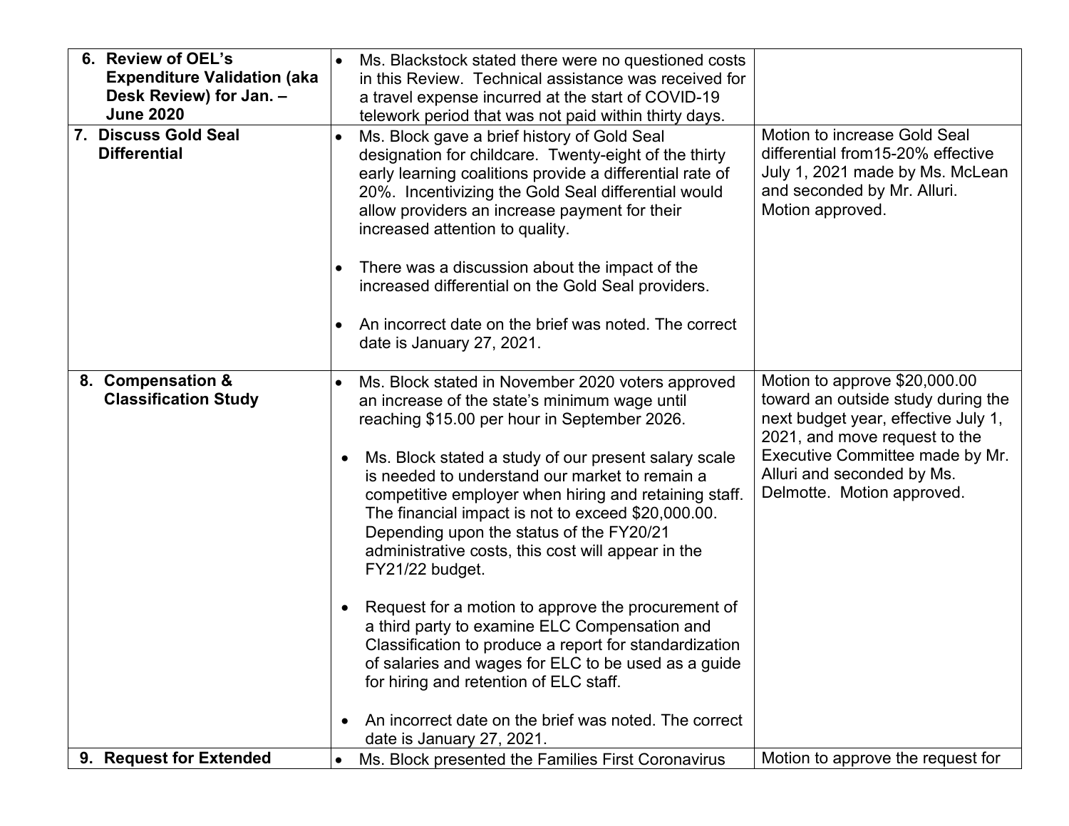| | | |
|---|---|---|
| **6. Review of OEL's Expenditure Validation (aka Desk Review) for Jan. – June 2020** | • Ms. Blackstock stated there were no questioned costs in this Review. Technical assistance was received for a travel expense incurred at the start of COVID-19 telework period that was not paid within thirty days. | |
| **7. Discuss Gold Seal Differential** | • Ms. Block gave a brief history of Gold Seal designation for childcare. Twenty-eight of the thirty early learning coalitions provide a differential rate of 20%. Incentivizing the Gold Seal differential would allow providers an increase payment for their increased attention to quality.<br><br>• There was a discussion about the impact of the increased differential on the Gold Seal providers.<br><br>• An incorrect date on the brief was noted. The correct date is January 27, 2021. | Motion to increase Gold Seal differential from15-20% effective July 1, 2021 made by Ms. McLean and seconded by Mr. Alluri. Motion approved. |
| **8. Compensation & Classification Study** | • Ms. Block stated in November 2020 voters approved an increase of the state's minimum wage until reaching $15.00 per hour in September 2026.<br><br>• Ms. Block stated a study of our present salary scale is needed to understand our market to remain a competitive employer when hiring and retaining staff. The financial impact is not to exceed $20,000.00. Depending upon the status of the FY20/21 administrative costs, this cost will appear in the FY21/22 budget.<br><br>• Request for a motion to approve the procurement of a third party to examine ELC Compensation and Classification to produce a report for standardization of salaries and wages for ELC to be used as a guide for hiring and retention of ELC staff.<br><br>• An incorrect date on the brief was noted. The correct date is January 27, 2021. | Motion to approve $20,000.00 toward an outside study during the next budget year, effective July 1, 2021, and move request to the Executive Committee made by Mr. Alluri and seconded by Ms. Delmotte. Motion approved. |
| **9. Request for Extended** | • Ms. Block presented the Families First Coronavirus | Motion to approve the request for |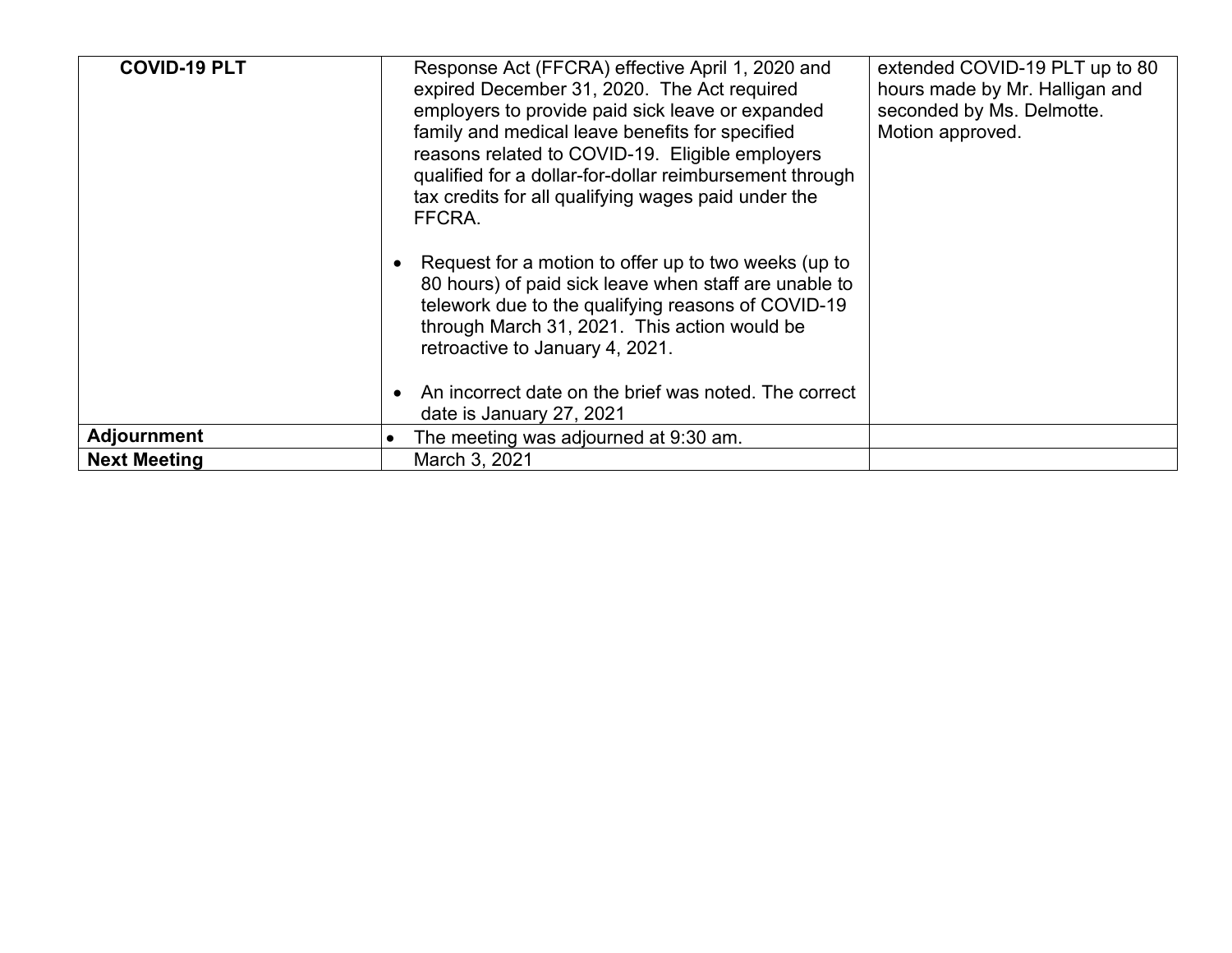| | | |
|---|---|---|
| **COVID-19 PLT** | Response Act (FFCRA) effective April 1, 2020 and expired December 31, 2020. The Act required employers to provide paid sick leave or expanded family and medical leave benefits for specified reasons related to COVID-19. Eligible employers qualified for a dollar-for-dollar reimbursement through tax credits for all qualifying wages paid under the FFCRA.<br><br>• Request for a motion to offer up to two weeks (up to 80 hours) of paid sick leave when staff are unable to telework due to the qualifying reasons of COVID-19 through March 31, 2021. This action would be retroactive to January 4, 2021.<br><br>• An incorrect date on the brief was noted. The correct date is January 27, 2021 | extended COVID-19 PLT up to 80 hours made by Mr. Halligan and seconded by Ms. Delmotte. Motion approved. |
| **Adjournment** | • The meeting was adjourned at 9:30 am. | |
| **Next Meeting** | March 3, 2021 | |